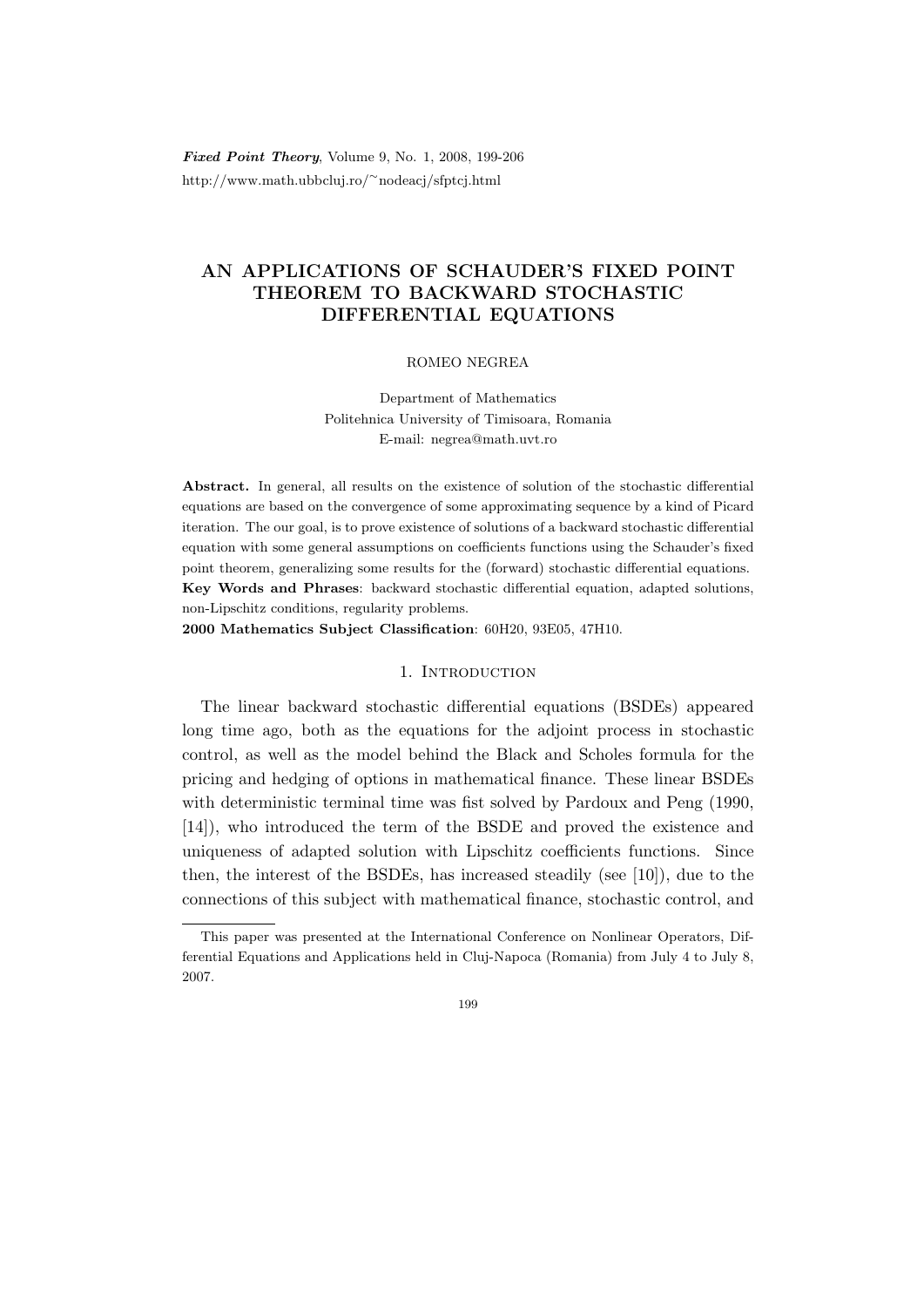# AN APPLICATIONS OF SCHAUDER'S FIXED POINT THEOREM TO BACKWARD STOCHASTIC DIFFERENTIAL EQUATIONS

ROMEO NEGREA

Department of Mathematics
Politehnica University of Timisoara, Romania
E-mail: negrea@math.uvt.ro

**Abstract.** In general, all results on the existence of solution of the stochastic differential equations are based on the convergence of some approximating sequence by a kind of Picard iteration. The our goal, is to prove existence of solutions of a backward stochastic differential equation with some general assumptions on coefficients functions using the Schauder's fixed point theorem, generalizing some results for the (forward) stochastic differential equations.

**Key Words and Phrases**: backward stochastic differential equation, adapted solutions, non-Lipschitz conditions, regularity problems.

**2000 Mathematics Subject Classification**: 60H20, 93E05, 47H10.

## 1. Introduction

The linear backward stochastic differential equations (BSDEs) appeared long time ago, both as the equations for the adjoint process in stochastic control, as well as the model behind the Black and Scholes formula for the pricing and hedging of options in mathematical finance. These linear BSDEs with deterministic terminal time was fist solved by Pardoux and Peng (1990, [14]), who introduced the term of the BSDE and proved the existence and uniqueness of adapted solution with Lipschitz coefficients functions. Since then, the interest of the BSDEs, has increased steadily (see [10]), due to the connections of this subject with mathematical finance, stochastic control, and

---

This paper was presented at the International Conference on Nonlinear Operators, Differential Equations and Applications held in Cluj-Napoca (Romania) from July 4 to July 8, 2007.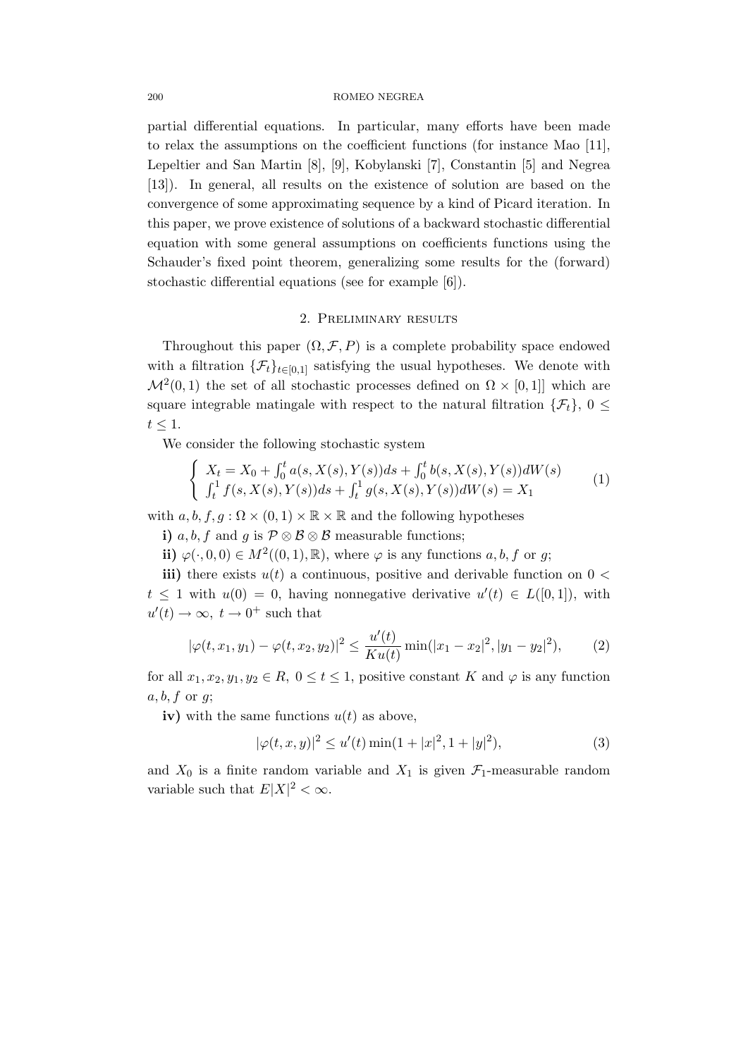partial differential equations. In particular, many efforts have been made to relax the assumptions on the coefficient functions (for instance Mao [11], Lepeltier and San Martin [8], [9], Kobylanski [7], Constantin [5] and Negrea [13]). In general, all results on the existence of solution are based on the convergence of some approximating sequence by a kind of Picard iteration. In this paper, we prove existence of solutions of a backward stochastic differential equation with some general assumptions on coefficients functions using the Schauder's fixed point theorem, generalizing some results for the (forward) stochastic differential equations (see for example [6]).

## 2. Preliminary results

Throughout this paper $(\Omega, \mathcal{F}, P)$ is a complete probability space endowed with a filtration $\{\mathcal{F}_t\}_{t\in[0,1]}$ satisfying the usual hypotheses. We denote with $\mathcal{M}^2(0,1)$ the set of all stochastic processes defined on $\Omega \times [0,1]]$ which are square integrable matingale with respect to the natural filtration $\{\mathcal{F}_t\}$, $0 \leq t \leq 1$.

We consider the following stochastic system

$$\begin{cases} X_t = X_0 + \int_0^t a(s, X(s), Y(s))ds + \int_0^t b(s, X(s), Y(s))dW(s) \\ \int_t^1 f(s, X(s), Y(s))ds + \int_t^1 g(s, X(s), Y(s))dW(s) = X_1 \end{cases} \tag{1}$$

with $a, b, f, g : \Omega \times (0,1) \times \mathbb{R} \times \mathbb{R}$ and the following hypotheses

**i)** $a, b, f$ and $g$ is $\mathcal{P} \otimes \mathcal{B} \otimes \mathcal{B}$ measurable functions;

**ii)** $\varphi(\cdot, 0, 0) \in M^2((0,1), \mathbb{R})$, where $\varphi$ is any functions $a, b, f$ or $g$;

**iii)** there exists $u(t)$ a continuous, positive and derivable function on $0 < t \leq 1$ with $u(0) = 0$, having nonnegative derivative $u'(t) \in L([0,1])$, with $u'(t) \to \infty,\ t \to 0^+$ such that

$$|\varphi(t, x_1, y_1) - \varphi(t, x_2, y_2)|^2 \leq \frac{u'(t)}{Ku(t)} \min(|x_1 - x_2|^2, |y_1 - y_2|^2), \tag{2}$$

for all $x_1, x_2, y_1, y_2 \in R,\ 0 \leq t \leq 1$, positive constant $K$ and $\varphi$ is any function $a, b, f$ or $g$;

**iv)** with the same functions $u(t)$ as above,

$$|\varphi(t, x, y)|^2 \leq u'(t) \min(1 + |x|^2, 1 + |y|^2), \tag{3}$$

and $X_0$ is a finite random variable and $X_1$ is given $\mathcal{F}_1$-measurable random variable such that $E|X|^2 < \infty$.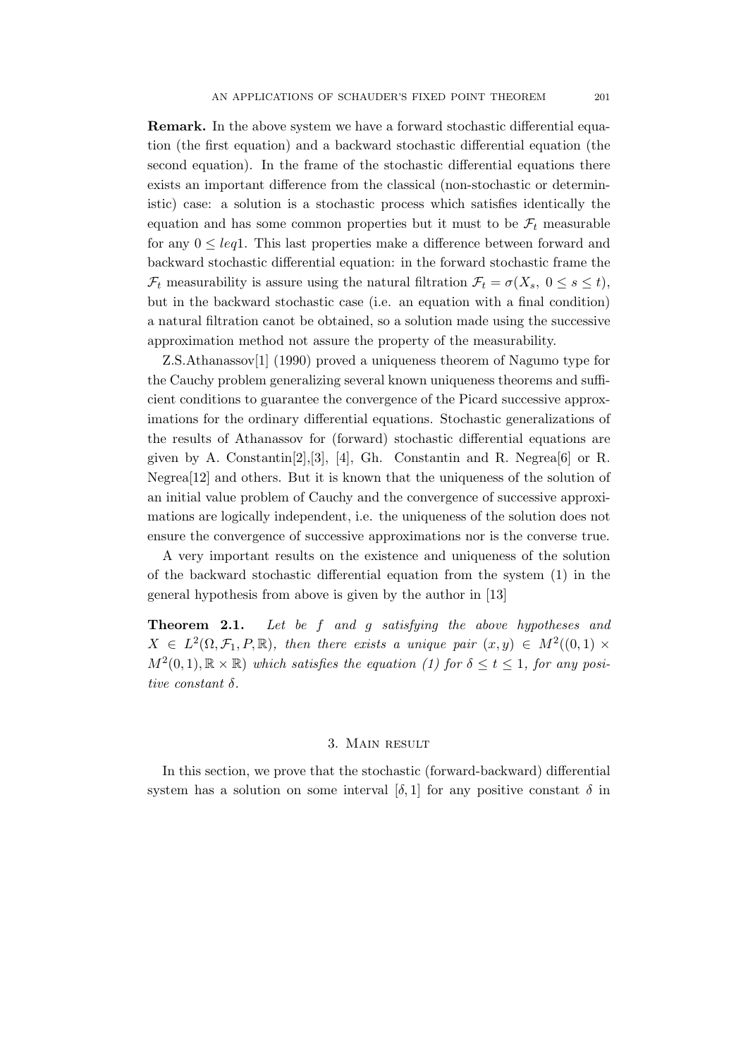**Remark.** In the above system we have a forward stochastic differential equation (the first equation) and a backward stochastic differential equation (the second equation). In the frame of the stochastic differential equations there exists an important difference from the classical (non-stochastic or deterministic) case: a solution is a stochastic process which satisfies identically the equation and has some common properties but it must to be $\mathcal{F}_t$ measurable for any $0 \leq leq1$. This last properties make a difference between forward and backward stochastic differential equation: in the forward stochastic frame the $\mathcal{F}_t$ measurability is assure using the natural filtration $\mathcal{F}_t = \sigma(X_s,\ 0 \leq s \leq t)$, but in the backward stochastic case (i.e. an equation with a final condition) a natural filtration canot be obtained, so a solution made using the successive approximation method not assure the property of the measurability.

Z.S.Athanassov[1] (1990) proved a uniqueness theorem of Nagumo type for the Cauchy problem generalizing several known uniqueness theorems and sufficient conditions to guarantee the convergence of the Picard successive approximations for the ordinary differential equations. Stochastic generalizations of the results of Athanassov for (forward) stochastic differential equations are given by A. Constantin[2],[3], [4], Gh. Constantin and R. Negrea[6] or R. Negrea[12] and others. But it is known that the uniqueness of the solution of an initial value problem of Cauchy and the convergence of successive approximations are logically independent, i.e. the uniqueness of the solution does not ensure the convergence of successive approximations nor is the converse true.

A very important results on the existence and uniqueness of the solution of the backward stochastic differential equation from the system (1) in the general hypothesis from above is given by the author in [13]

**Theorem 2.1.** *Let be $f$ and $g$ satisfying the above hypotheses and $X \in L^2(\Omega, \mathcal{F}_1, P, \mathbb{R})$, then there exists a unique pair $(x, y) \in M^2((0,1) \times M^2(0,1), \mathbb{R} \times \mathbb{R})$ which satisfies the equation (1) for $\delta \leq t \leq 1$, for any positive constant $\delta$.*

## 3. Main result

In this section, we prove that the stochastic (forward-backward) differential system has a solution on some interval $[\delta, 1]$ for any positive constant $\delta$ in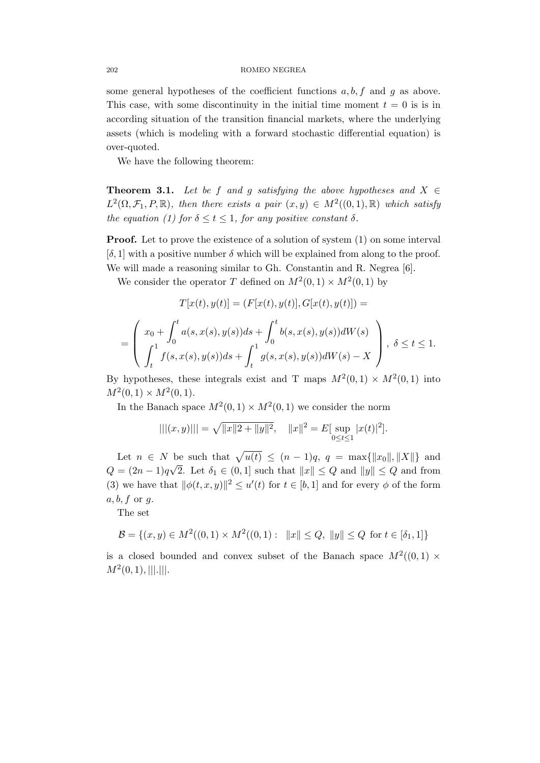some general hypotheses of the coefficient functions $a, b, f$ and $g$ as above. This case, with some discontinuity in the initial time moment $t = 0$ is is in according situation of the transition financial markets, where the underlying assets (which is modeling with a forward stochastic differential equation) is over-quoted.

We have the following theorem:

**Theorem 3.1.** *Let be $f$ and $g$ satisfying the above hypotheses and $X \in L^2(\Omega, \mathcal{F}_1, P, \mathbb{R})$, then there exists a pair $(x, y) \in M^2((0, 1), \mathbb{R})$ which satisfy the equation (1) for $\delta \leq t \leq 1$, for any positive constant $\delta$.*

**Proof.** Let to prove the existence of a solution of system (1) on some interval $[\delta, 1]$ with a positive number $\delta$ which will be explained from along to the proof. We will made a reasoning similar to Gh. Constantin and R. Negrea [6].

We consider the operator $T$ defined on $M^2(0, 1) \times M^2(0, 1)$ by

$$T[x(t), y(t)] = (F[x(t), y(t)], G[x(t), y(t)]) =$$

$$= \begin{pmatrix} x_0 + \displaystyle\int_0^t a(s, x(s), y(s))ds + \int_0^t b(s, x(s), y(s))dW(s) \\ \displaystyle\int_t^1 f(s, x(s), y(s))ds + \int_t^1 g(s, x(s), y(s))dW(s) - X \end{pmatrix}, \ \delta \leq t \leq 1.$$

By hypotheses, these integrals exist and T maps $M^2(0, 1) \times M^2(0, 1)$ into $M^2(0, 1) \times M^2(0, 1)$.

In the Banach space $M^2(0, 1) \times M^2(0, 1)$ we consider the norm

$$|||(x, y)||| = \sqrt{\|x\|2 + \|y\|^2}, \quad \|x\|^2 = E[\sup_{0 \leq t \leq 1} |x(t)|^2].$$

Let $n \in N$ be such that $\sqrt{u(t)} \leq (n - 1)q$, $q = \max\{\|x_0\|, \|X\|\}$ and $Q = (2n - 1)q\sqrt{2}$. Let $\delta_1 \in (0, 1]$ such that $\|x\| \leq Q$ and $\|y\| \leq Q$ and from (3) we have that $\|\phi(t, x, y)\|^2 \leq u'(t)$ for $t \in [b, 1]$ and for every $\phi$ of the form $a, b, f$ or $g$.

The set

$$\mathcal{B} = \{(x, y) \in M^2((0, 1) \times M^2((0, 1) : \ \|x\| \leq Q, \ \|y\| \leq Q \ \text{for } t \in [\delta_1, 1]\}$$

is a closed bounded and convex subset of the Banach space $M^2((0, 1) \times M^2(0, 1), |||.|||$.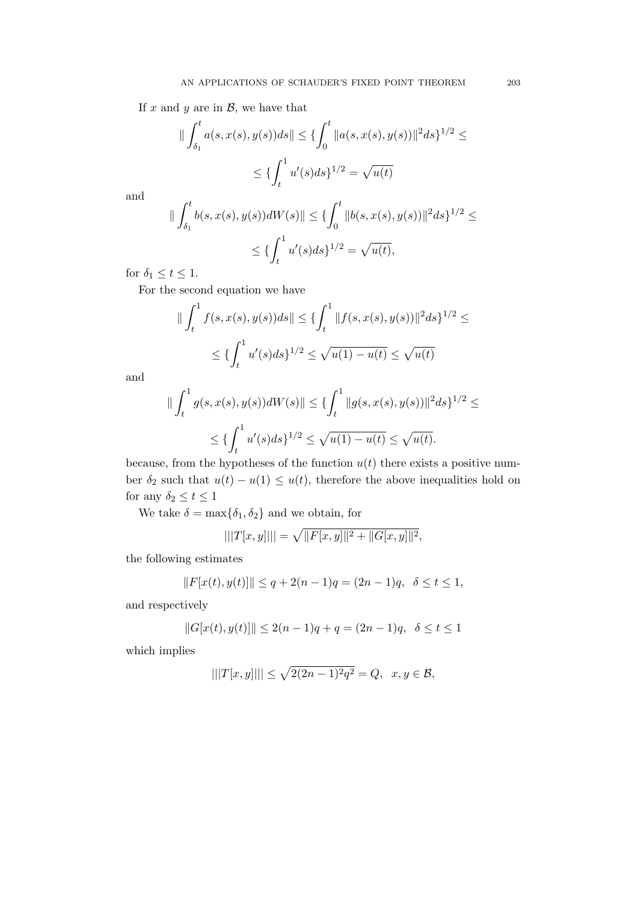If $x$ and $y$ are in $\mathcal{B}$, we have that

$$\| \int_{\delta_1}^{t} a(s, x(s), y(s)) ds \| \leq \{ \int_{0}^{t} \| a(s, x(s), y(s)) \|^2 ds \}^{1/2} \leq$$

$$\leq \{ \int_{t}^{1} u'(s) ds \}^{1/2} = \sqrt{u(t)}$$

and

$$\| \int_{\delta_1}^{t} b(s, x(s), y(s)) dW(s) \| \leq \{ \int_{0}^{t} \| b(s, x(s), y(s)) \|^2 ds \}^{1/2} \leq$$

$$\leq \{ \int_{t}^{1} u'(s) ds \}^{1/2} = \sqrt{u(t)},$$

for $\delta_1 \leq t \leq 1$.

For the second equation we have

$$\| \int_{t}^{1} f(s, x(s), y(s)) ds \| \leq \{ \int_{t}^{1} \| f(s, x(s), y(s)) \|^2 ds \}^{1/2} \leq$$

$$\leq \{ \int_{t}^{1} u'(s) ds \}^{1/2} \leq \sqrt{u(1) - u(t)} \leq \sqrt{u(t)}$$

and

$$\| \int_{t}^{1} g(s, x(s), y(s)) dW(s) \| \leq \{ \int_{t}^{1} \| g(s, x(s), y(s)) \|^2 ds \}^{1/2} \leq$$

$$\leq \{ \int_{t}^{1} u'(s) ds \}^{1/2} \leq \sqrt{u(1) - u(t)} \leq \sqrt{u(t)}.$$

because, from the hypotheses of the function $u(t)$ there exists a positive number $\delta_2$ such that $u(t) - u(1) \leq u(t)$, therefore the above inequalities hold on for any $\delta_2 \leq t \leq 1$

We take $\delta = \max\{\delta_1, \delta_2\}$ and we obtain, for

$$|||T[x, y]||| = \sqrt{\|F[x, y]\|^2 + \|G[x, y]\|^2},$$

the following estimates

$$\|F[x(t), y(t)]\| \leq q + 2(n-1)q = (2n-1)q, \quad \delta \leq t \leq 1,$$

and respectively

$$\|G[x(t), y(t)]\| \leq 2(n-1)q + q = (2n-1)q, \quad \delta \leq t \leq 1$$

which implies

$$|||T[x, y]||| \leq \sqrt{2(2n-1)^2 q^2} = Q, \quad x, y \in \mathcal{B},$$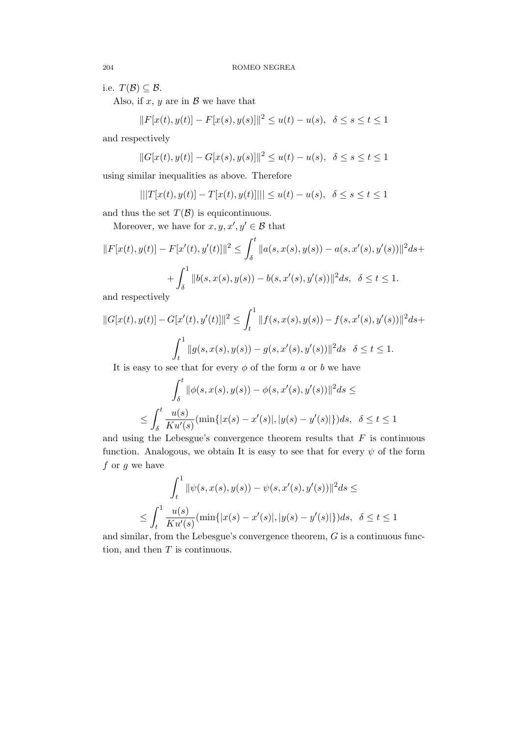i.e. $T(\mathcal{B}) \subseteq \mathcal{B}$.

Also, if $x$, $y$ are in $\mathcal{B}$ we have that

$$\|F[x(t), y(t)] - F[x(s), y(s)]\|^2 \leq u(t) - u(s), \;\; \delta \leq s \leq t \leq 1$$

and respectively

$$\|G[x(t), y(t)] - G[x(s), y(s)]\|^2 \leq u(t) - u(s), \;\; \delta \leq s \leq t \leq 1$$

using similar inequalities as above. Therefore

$$|||T[x(t), y(t)] - T[x(t), y(t)]||| \leq u(t) - u(s), \;\; \delta \leq s \leq t \leq 1$$

and thus the set $T(\mathcal{B})$ is equicontinuous.

Moreover, we have for $x, y, x', y' \in \mathcal{B}$ that

$$\|F[x(t), y(t)] - F[x'(t), y'(t)]\|^2 \leq \int_\delta^t \|a(s, x(s), y(s)) - a(s, x'(s), y'(s))\|^2 ds +$$

$$+ \int_\delta^1 \|b(s, x(s), y(s)) - b(s, x'(s), y'(s))\|^2 ds, \;\; \delta \leq t \leq 1.$$

and respectively

$$\|G[x(t), y(t)] - G[x'(t), y'(t)]\|^2 \leq \int_t^1 \|f(s, x(s), y(s)) - f(s, x'(s), y'(s))\|^2 ds +$$

$$\int_t^1 \|g(s, x(s), y(s)) - g(s, x'(s), y'(s))\|^2 ds \;\; \delta \leq t \leq 1.$$

It is easy to see that for every $\phi$ of the form $a$ or $b$ we have

$$\int_\delta^t \|\phi(s, x(s), y(s)) - \phi(s, x'(s), y'(s))\|^2 ds \leq$$

$$\leq \int_\delta^t \frac{u(s)}{Ku'(s)} (\min\{|x(s) - x'(s)|, |y(s) - y'(s)|\}) ds, \;\; \delta \leq t \leq 1$$

and using the Lebesgue's convergence theorem results that $F$ is continuous function. Analogous, we obtain It is easy to see that for every $\psi$ of the form $f$ or $g$ we have

$$\int_t^1 \|\psi(s, x(s), y(s)) - \psi(s, x'(s), y'(s))\|^2 ds \leq$$

$$\leq \int_t^1 \frac{u(s)}{Ku'(s)} (\min\{|x(s) - x'(s)|, |y(s) - y'(s)|\}) ds, \;\; \delta \leq t \leq 1$$

and similar, from the Lebesgue's convergence theorem, $G$ is a continuous function, and then $T$ is continuous.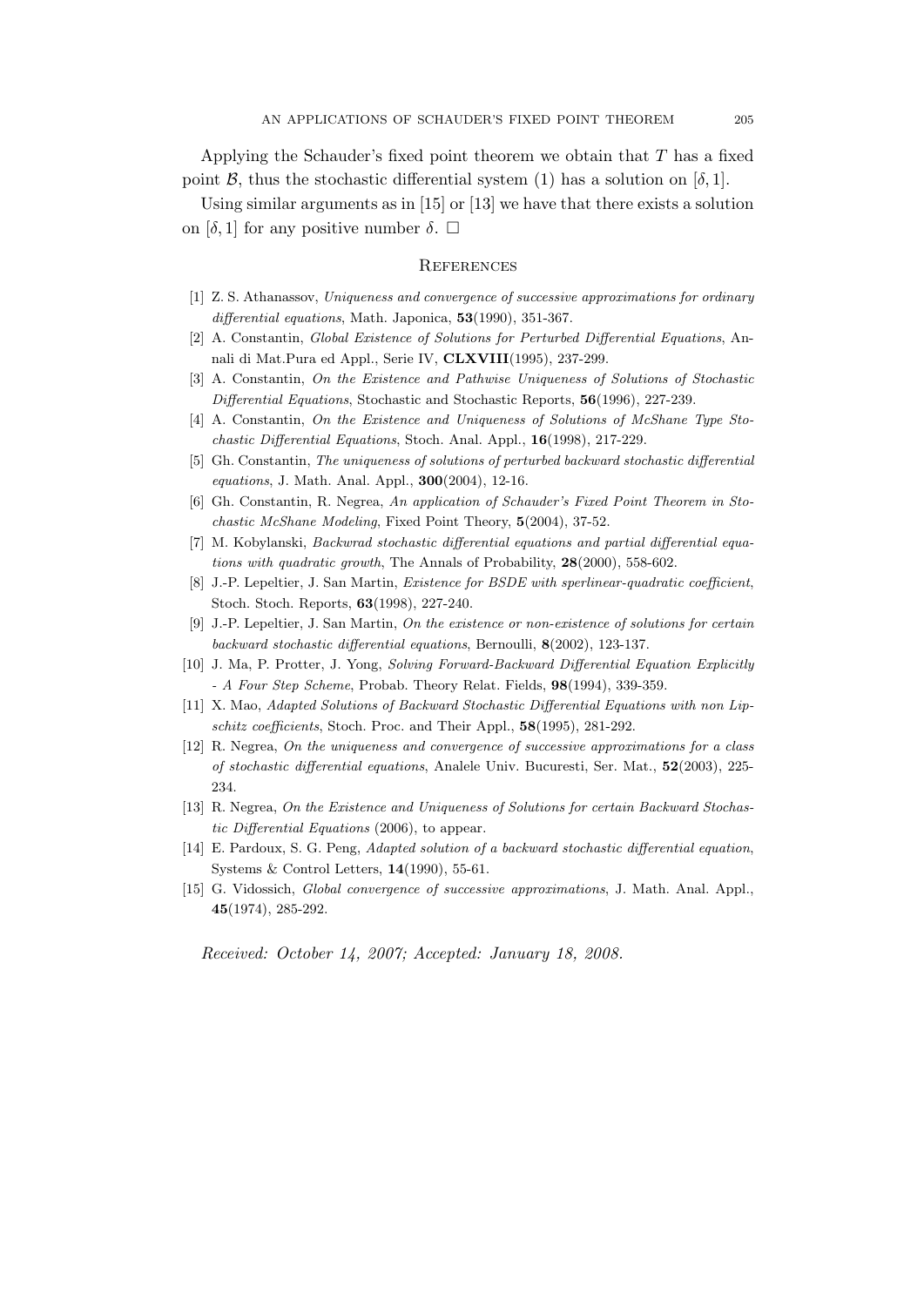Applying the Schauder's fixed point theorem we obtain that $T$ has a fixed point $\mathcal{B}$, thus the stochastic differential system (1) has a solution on $[\delta, 1]$.

Using similar arguments as in [15] or [13] we have that there exists a solution on $[\delta, 1]$ for any positive number $\delta$. $\square$

## References

[1] Z. S. Athanassov, *Uniqueness and convergence of successive approximations for ordinary differential equations*, Math. Japonica, **53**(1990), 351-367.

[2] A. Constantin, *Global Existence of Solutions for Perturbed Differential Equations*, Annali di Mat.Pura ed Appl., Serie IV, **CLXVIII**(1995), 237-299.

[3] A. Constantin, *On the Existence and Pathwise Uniqueness of Solutions of Stochastic Differential Equations*, Stochastic and Stochastic Reports, **56**(1996), 227-239.

[4] A. Constantin, *On the Existence and Uniqueness of Solutions of McShane Type Stochastic Differential Equations*, Stoch. Anal. Appl., **16**(1998), 217-229.

[5] Gh. Constantin, *The uniqueness of solutions of perturbed backward stochastic differential equations*, J. Math. Anal. Appl., **300**(2004), 12-16.

[6] Gh. Constantin, R. Negrea, *An application of Schauder's Fixed Point Theorem in Stochastic McShane Modeling*, Fixed Point Theory, **5**(2004), 37-52.

[7] M. Kobylanski, *Backwrad stochastic differential equations and partial differential equations with quadratic growth*, The Annals of Probability, **28**(2000), 558-602.

[8] J.-P. Lepeltier, J. San Martin, *Existence for BSDE with sperlinear-quadratic coefficient*, Stoch. Stoch. Reports, **63**(1998), 227-240.

[9] J.-P. Lepeltier, J. San Martin, *On the existence or non-existence of solutions for certain backward stochastic differential equations*, Bernoulli, **8**(2002), 123-137.

[10] J. Ma, P. Protter, J. Yong, *Solving Forward-Backward Differential Equation Explicitly - A Four Step Scheme*, Probab. Theory Relat. Fields, **98**(1994), 339-359.

[11] X. Mao, *Adapted Solutions of Backward Stochastic Differential Equations with non Lipschitz coefficients*, Stoch. Proc. and Their Appl., **58**(1995), 281-292.

[12] R. Negrea, *On the uniqueness and convergence of successive approximations for a class of stochastic differential equations*, Analele Univ. Bucuresti, Ser. Mat., **52**(2003), 225-234.

[13] R. Negrea, *On the Existence and Uniqueness of Solutions for certain Backward Stochastic Differential Equations* (2006), to appear.

[14] E. Pardoux, S. G. Peng, *Adapted solution of a backward stochastic differential equation*, Systems & Control Letters, **14**(1990), 55-61.

[15] G. Vidossich, *Global convergence of successive approximations*, J. Math. Anal. Appl., **45**(1974), 285-292.

*Received: October 14, 2007; Accepted: January 18, 2008.*